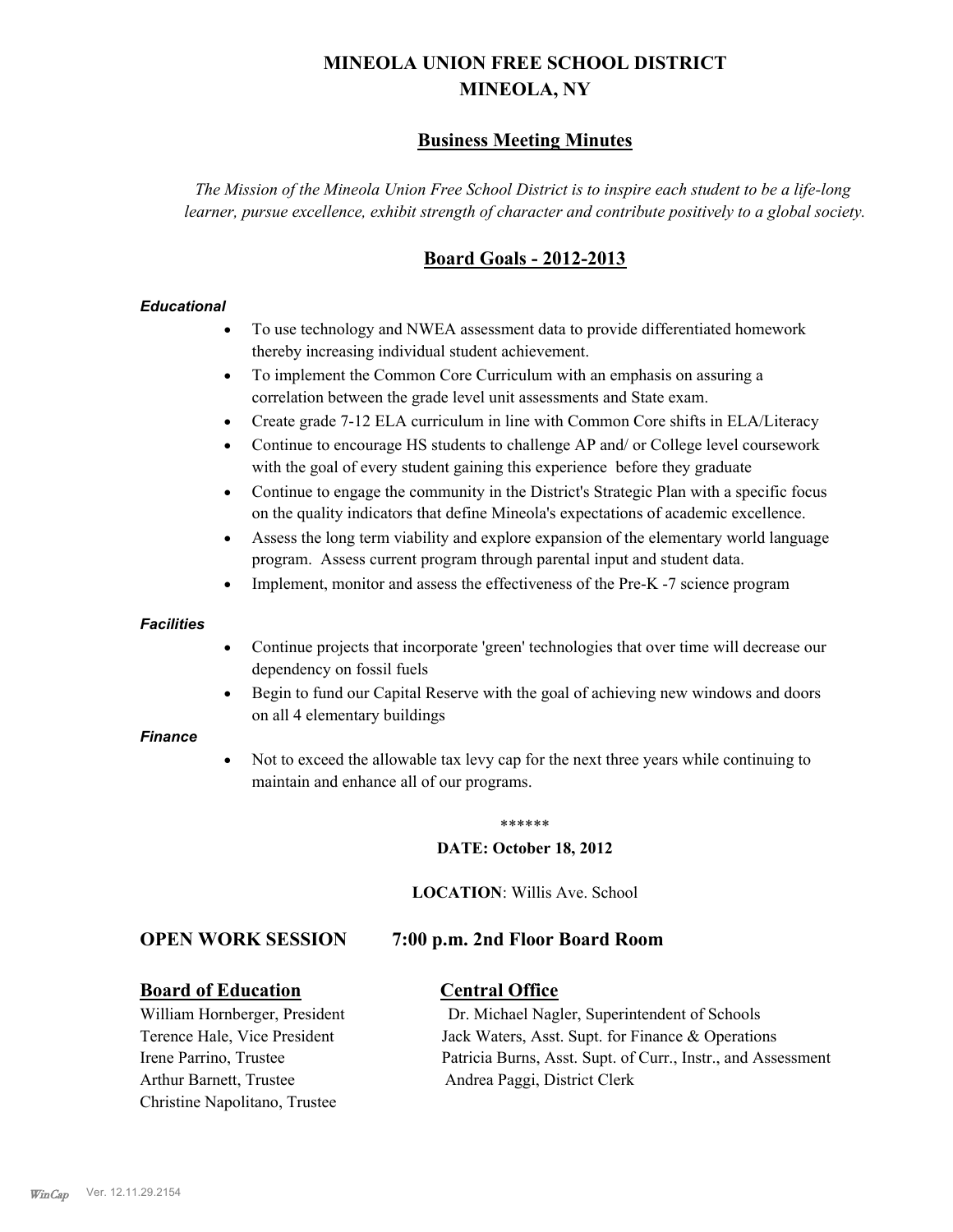# MINEOLA UNION FREE SCHOOL DISTRICT
# MINEOLA, NY

## Business Meeting Minutes

*The Mission of the Mineola Union Free School District is to inspire each student to be a life-long learner, pursue excellence, exhibit strength of character and contribute positively to a global society.*

## Board Goals - 2012-2013

***Educational***

- To use technology and NWEA assessment data to provide differentiated homework thereby increasing individual student achievement.
- To implement the Common Core Curriculum with an emphasis on assuring a correlation between the grade level unit assessments and State exam.
- Create grade 7-12 ELA curriculum in line with Common Core shifts in ELA/Literacy
- Continue to encourage HS students to challenge AP and/ or College level coursework with the goal of every student gaining this experience before they graduate
- Continue to engage the community in the District's Strategic Plan with a specific focus on the quality indicators that define Mineola's expectations of academic excellence.
- Assess the long term viability and explore expansion of the elementary world language program. Assess current program through parental input and student data.
- Implement, monitor and assess the effectiveness of the Pre-K -7 science program

***Facilities***

- Continue projects that incorporate 'green' technologies that over time will decrease our dependency on fossil fuels
- Begin to fund our Capital Reserve with the goal of achieving new windows and doors on all 4 elementary buildings

***Finance***

- Not to exceed the allowable tax levy cap for the next three years while continuing to maintain and enhance all of our programs.

******

**DATE: October 18, 2012**

**LOCATION**: Willis Ave. School

### OPEN WORK SESSION 7:00 p.m. 2nd Floor Board Room

**Board of Education**

William Hornberger, President
Terence Hale, Vice President
Irene Parrino, Trustee
Arthur Barnett, Trustee
Christine Napolitano, Trustee

**Central Office**

Dr. Michael Nagler, Superintendent of Schools
Jack Waters, Asst. Supt. for Finance & Operations
Patricia Burns, Asst. Supt. of Curr., Instr., and Assessment
Andrea Paggi, District Clerk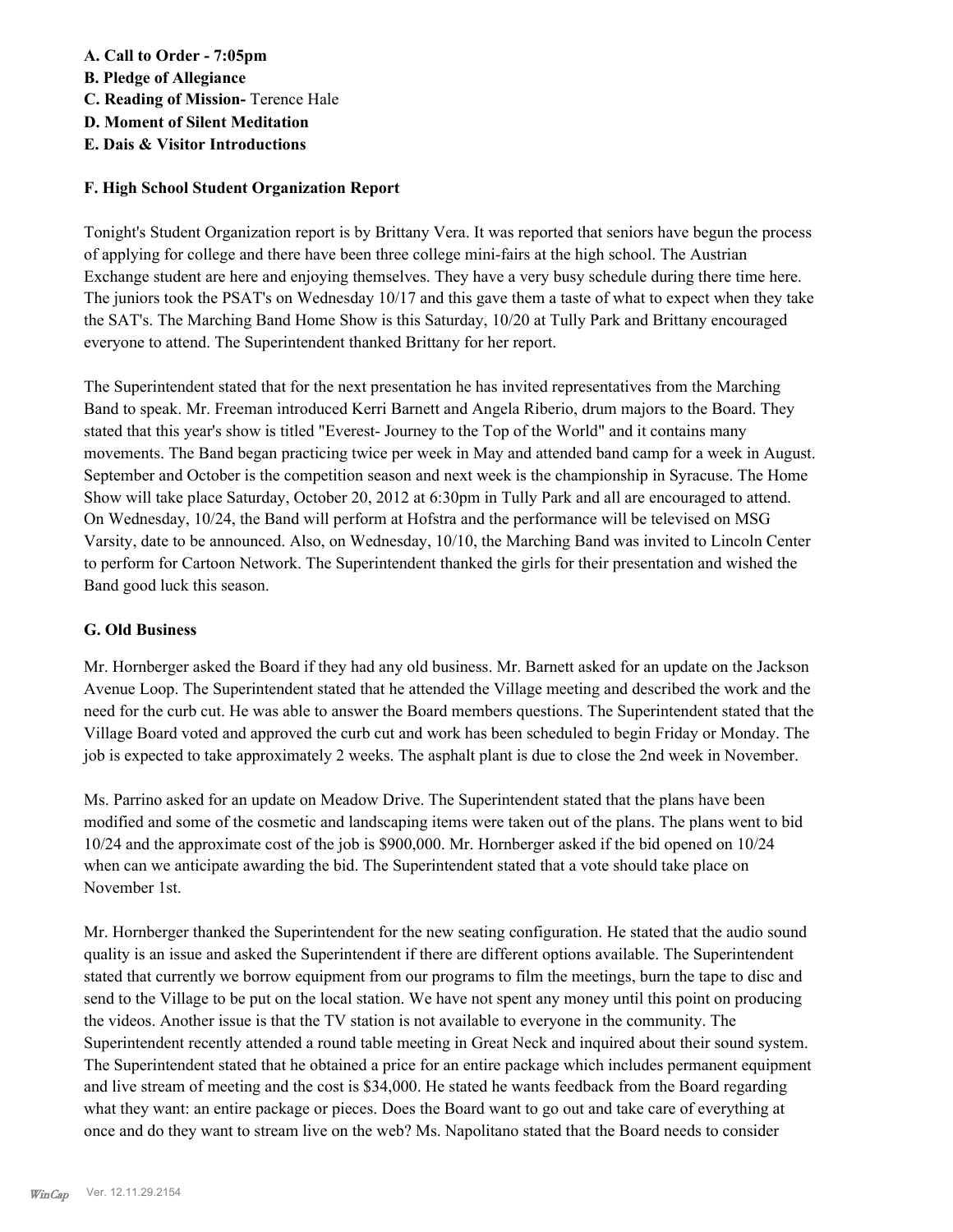**A. Call to Order - 7:05pm**
**B. Pledge of Allegiance**
**C. Reading of Mission-** Terence Hale
**D. Moment of Silent Meditation**
**E. Dais & Visitor Introductions**

**F. High School Student Organization Report**

Tonight's Student Organization report is by Brittany Vera. It was reported that seniors have begun the process of applying for college and there have been three college mini-fairs at the high school. The Austrian Exchange student are here and enjoying themselves. They have a very busy schedule during there time here. The juniors took the PSAT's on Wednesday 10/17 and this gave them a taste of what to expect when they take the SAT's. The Marching Band Home Show is this Saturday, 10/20 at Tully Park and Brittany encouraged everyone to attend. The Superintendent thanked Brittany for her report.

The Superintendent stated that for the next presentation he has invited representatives from the Marching Band to speak. Mr. Freeman introduced Kerri Barnett and Angela Riberio, drum majors to the Board. They stated that this year's show is titled "Everest- Journey to the Top of the World" and it contains many movements. The Band began practicing twice per week in May and attended band camp for a week in August. September and October is the competition season and next week is the championship in Syracuse. The Home Show will take place Saturday, October 20, 2012 at 6:30pm in Tully Park and all are encouraged to attend. On Wednesday, 10/24, the Band will perform at Hofstra and the performance will be televised on MSG Varsity, date to be announced. Also, on Wednesday, 10/10, the Marching Band was invited to Lincoln Center to perform for Cartoon Network. The Superintendent thanked the girls for their presentation and wished the Band good luck this season.

**G. Old Business**

Mr. Hornberger asked the Board if they had any old business. Mr. Barnett asked for an update on the Jackson Avenue Loop. The Superintendent stated that he attended the Village meeting and described the work and the need for the curb cut. He was able to answer the Board members questions. The Superintendent stated that the Village Board voted and approved the curb cut and work has been scheduled to begin Friday or Monday. The job is expected to take approximately 2 weeks. The asphalt plant is due to close the 2nd week in November.

Ms. Parrino asked for an update on Meadow Drive. The Superintendent stated that the plans have been modified and some of the cosmetic and landscaping items were taken out of the plans. The plans went to bid 10/24 and the approximate cost of the job is $900,000. Mr. Hornberger asked if the bid opened on 10/24 when can we anticipate awarding the bid. The Superintendent stated that a vote should take place on November 1st.

Mr. Hornberger thanked the Superintendent for the new seating configuration. He stated that the audio sound quality is an issue and asked the Superintendent if there are different options available. The Superintendent stated that currently we borrow equipment from our programs to film the meetings, burn the tape to disc and send to the Village to be put on the local station. We have not spent any money until this point on producing the videos. Another issue is that the TV station is not available to everyone in the community. The Superintendent recently attended a round table meeting in Great Neck and inquired about their sound system. The Superintendent stated that he obtained a price for an entire package which includes permanent equipment and live stream of meeting and the cost is $34,000. He stated he wants feedback from the Board regarding what they want: an entire package or pieces. Does the Board want to go out and take care of everything at once and do they want to stream live on the web? Ms. Napolitano stated that the Board needs to consider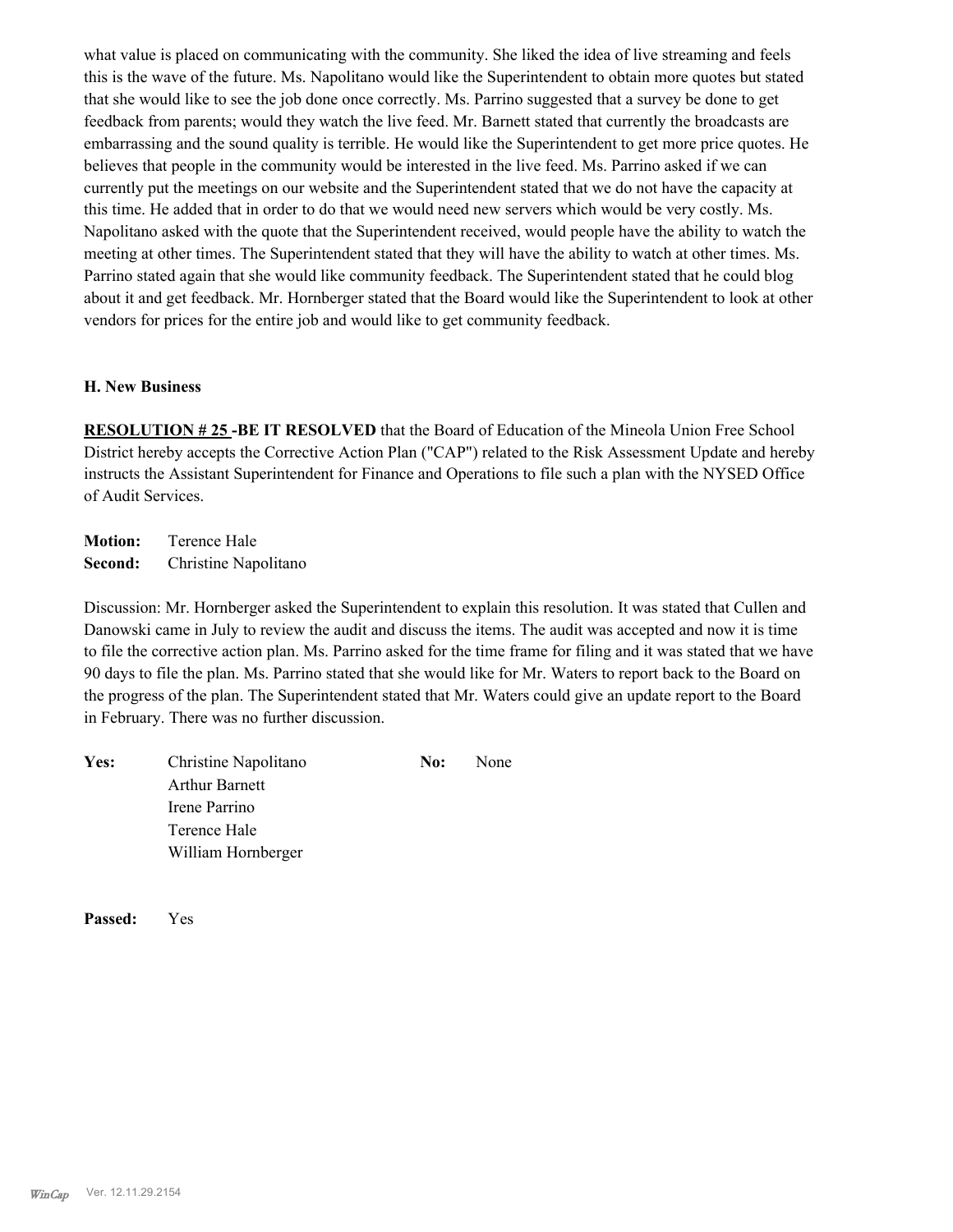what value is placed on communicating with the community. She liked the idea of live streaming and feels this is the wave of the future. Ms. Napolitano would like the Superintendent to obtain more quotes but stated that she would like to see the job done once correctly. Ms. Parrino suggested that a survey be done to get feedback from parents; would they watch the live feed. Mr. Barnett stated that currently the broadcasts are embarrassing and the sound quality is terrible. He would like the Superintendent to get more price quotes. He believes that people in the community would be interested in the live feed. Ms. Parrino asked if we can currently put the meetings on our website and the Superintendent stated that we do not have the capacity at this time. He added that in order to do that we would need new servers which would be very costly. Ms. Napolitano asked with the quote that the Superintendent received, would people have the ability to watch the meeting at other times. The Superintendent stated that they will have the ability to watch at other times. Ms. Parrino stated again that she would like community feedback. The Superintendent stated that he could blog about it and get feedback. Mr. Hornberger stated that the Board would like the Superintendent to look at other vendors for prices for the entire job and would like to get community feedback.

### H. New Business

**RESOLUTION # 25 -BE IT RESOLVED** that the Board of Education of the Mineola Union Free School District hereby accepts the Corrective Action Plan ("CAP") related to the Risk Assessment Update and hereby instructs the Assistant Superintendent for Finance and Operations to file such a plan with the NYSED Office of Audit Services.

**Motion:** Terence Hale
**Second:** Christine Napolitano

Discussion: Mr. Hornberger asked the Superintendent to explain this resolution. It was stated that Cullen and Danowski came in July to review the audit and discuss the items. The audit was accepted and now it is time to file the corrective action plan. Ms. Parrino asked for the time frame for filing and it was stated that we have 90 days to file the plan. Ms. Parrino stated that she would like for Mr. Waters to report back to the Board on the progress of the plan. The Superintendent stated that Mr. Waters could give an update report to the Board in February. There was no further discussion.

| **Yes:** | Christine Napolitano | **No:** | None |
|---|---|---|---|
| | Arthur Barnett | | |
| | Irene Parrino | | |
| | Terence Hale | | |
| | William Hornberger | | |

**Passed:** Yes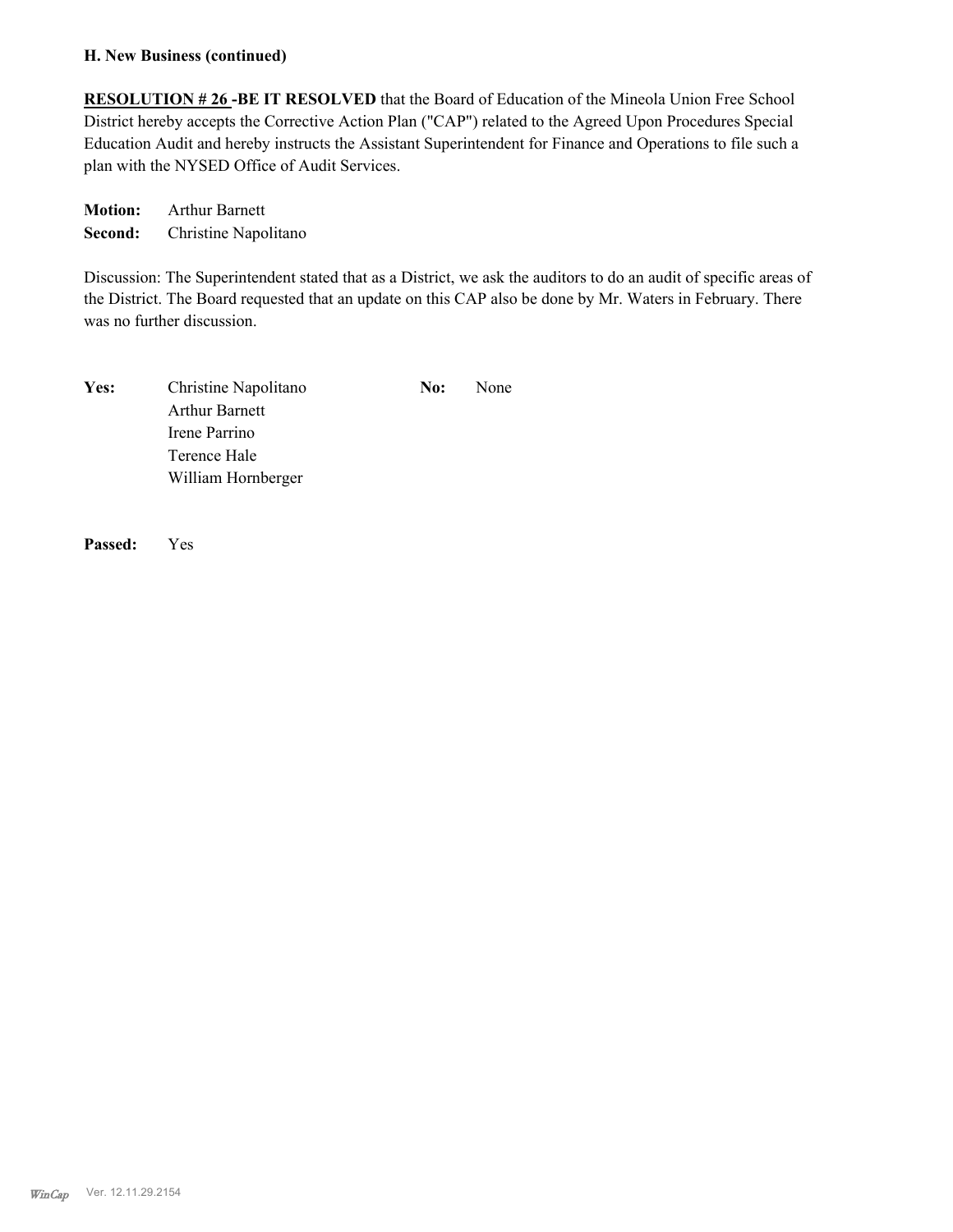**H. New Business (continued)**

**RESOLUTION # 26 -BE IT RESOLVED** that the Board of Education of the Mineola Union Free School District hereby accepts the Corrective Action Plan ("CAP") related to the Agreed Upon Procedures Special Education Audit and hereby instructs the Assistant Superintendent for Finance and Operations to file such a plan with the NYSED Office of Audit Services.

**Motion:** Arthur Barnett
**Second:** Christine Napolitano

Discussion: The Superintendent stated that as a District, we ask the auditors to do an audit of specific areas of the District. The Board requested that an update on this CAP also be done by Mr. Waters in February. There was no further discussion.

**Yes:**
Christine Napolitano
Arthur Barnett
Irene Parrino
Terence Hale
William Hornberger

**No:** None

**Passed:** Yes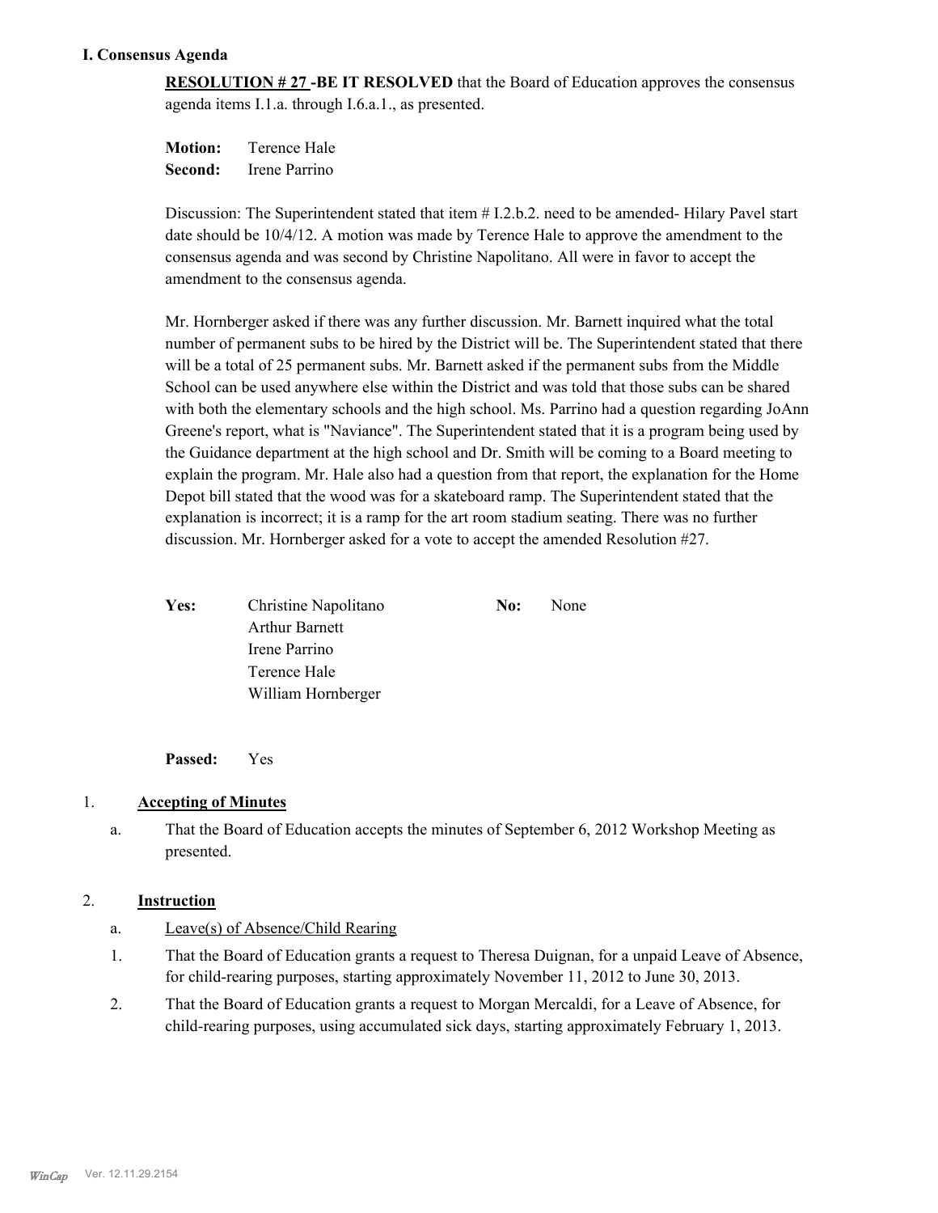### I. Consensus Agenda

**RESOLUTION # 27 -BE IT RESOLVED** that the Board of Education approves the consensus agenda items I.1.a. through I.6.a.1., as presented.

**Motion:** Terence Hale
**Second:** Irene Parrino

Discussion: The Superintendent stated that item # I.2.b.2. need to be amended- Hilary Pavel start date should be 10/4/12. A motion was made by Terence Hale to approve the amendment to the consensus agenda and was second by Christine Napolitano. All were in favor to accept the amendment to the consensus agenda.

Mr. Hornberger asked if there was any further discussion. Mr. Barnett inquired what the total number of permanent subs to be hired by the District will be. The Superintendent stated that there will be a total of 25 permanent subs. Mr. Barnett asked if the permanent subs from the Middle School can be used anywhere else within the District and was told that those subs can be shared with both the elementary schools and the high school. Ms. Parrino had a question regarding JoAnn Greene's report, what is "Naviance". The Superintendent stated that it is a program being used by the Guidance department at the high school and Dr. Smith will be coming to a Board meeting to explain the program. Mr. Hale also had a question from that report, the explanation for the Home Depot bill stated that the wood was for a skateboard ramp. The Superintendent stated that the explanation is incorrect; it is a ramp for the art room stadium seating. There was no further discussion. Mr. Hornberger asked for a vote to accept the amended Resolution #27.

| **Yes:** | | **No:** | |
|---|---|---|---|
| | Christine Napolitano | | None |
| | Arthur Barnett | | |
| | Irene Parrino | | |
| | Terence Hale | | |
| | William Hornberger | | |

**Passed:** Yes

1. **Accepting of Minutes**

   a. That the Board of Education accepts the minutes of September 6, 2012 Workshop Meeting as presented.

2. **Instruction**

   a. Leave(s) of Absence/Child Rearing

   1. That the Board of Education grants a request to Theresa Duignan, for a unpaid Leave of Absence, for child-rearing purposes, starting approximately November 11, 2012 to June 30, 2013.
   2. That the Board of Education grants a request to Morgan Mercaldi, for a Leave of Absence, for child-rearing purposes, using accumulated sick days, starting approximately February 1, 2013.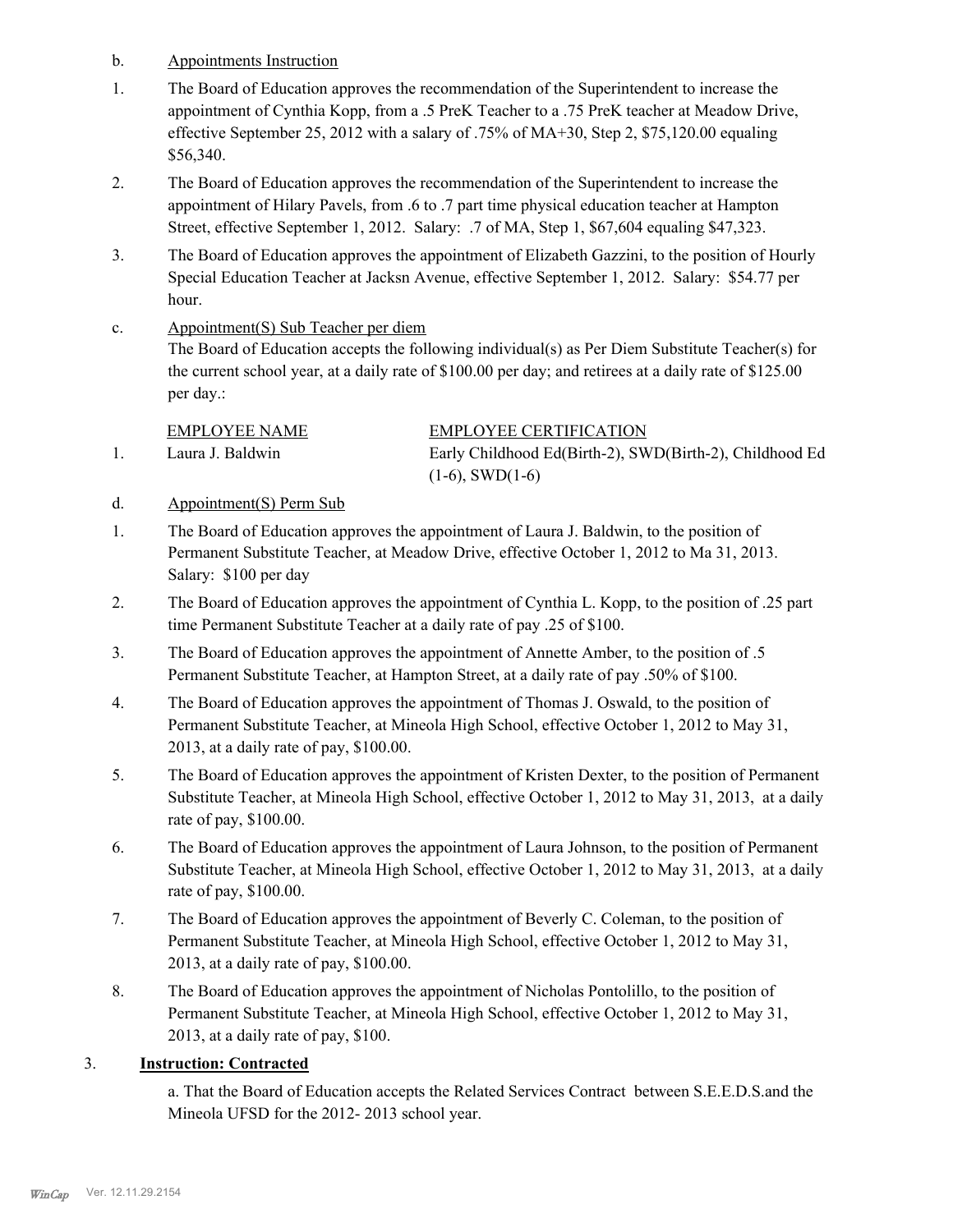b. Appointments Instruction

1. The Board of Education approves the recommendation of the Superintendent to increase the appointment of Cynthia Kopp, from a .5 PreK Teacher to a .75 PreK teacher at Meadow Drive, effective September 25, 2012 with a salary of .75% of MA+30, Step 2, $75,120.00 equaling $56,340.

2. The Board of Education approves the recommendation of the Superintendent to increase the appointment of Hilary Pavels, from .6 to .7 part time physical education teacher at Hampton Street, effective September 1, 2012. Salary: .7 of MA, Step 1, $67,604 equaling $47,323.

3. The Board of Education approves the appointment of Elizabeth Gazzini, to the position of Hourly Special Education Teacher at Jacksn Avenue, effective September 1, 2012. Salary: $54.77 per hour.

c. Appointment(S) Sub Teacher per diem

The Board of Education accepts the following individual(s) as Per Diem Substitute Teacher(s) for the current school year, at a daily rate of $100.00 per day; and retirees at a daily rate of $125.00 per day.:

| | EMPLOYEE NAME | EMPLOYEE CERTIFICATION |
|---|---|---|
| 1. | Laura J. Baldwin | Early Childhood Ed(Birth-2), SWD(Birth-2), Childhood Ed (1-6), SWD(1-6) |

d. Appointment(S) Perm Sub

1. The Board of Education approves the appointment of Laura J. Baldwin, to the position of Permanent Substitute Teacher, at Meadow Drive, effective October 1, 2012 to Ma 31, 2013. Salary: $100 per day

2. The Board of Education approves the appointment of Cynthia L. Kopp, to the position of .25 part time Permanent Substitute Teacher at a daily rate of pay .25 of $100.

3. The Board of Education approves the appointment of Annette Amber, to the position of .5 Permanent Substitute Teacher, at Hampton Street, at a daily rate of pay .50% of $100.

4. The Board of Education approves the appointment of Thomas J. Oswald, to the position of Permanent Substitute Teacher, at Mineola High School, effective October 1, 2012 to May 31, 2013, at a daily rate of pay, $100.00.

5. The Board of Education approves the appointment of Kristen Dexter, to the position of Permanent Substitute Teacher, at Mineola High School, effective October 1, 2012 to May 31, 2013, at a daily rate of pay, $100.00.

6. The Board of Education approves the appointment of Laura Johnson, to the position of Permanent Substitute Teacher, at Mineola High School, effective October 1, 2012 to May 31, 2013, at a daily rate of pay, $100.00.

7. The Board of Education approves the appointment of Beverly C. Coleman, to the position of Permanent Substitute Teacher, at Mineola High School, effective October 1, 2012 to May 31, 2013, at a daily rate of pay, $100.00.

8. The Board of Education approves the appointment of Nicholas Pontolillo, to the position of Permanent Substitute Teacher, at Mineola High School, effective October 1, 2012 to May 31, 2013, at a daily rate of pay, $100.

3. **Instruction: Contracted**

a. That the Board of Education accepts the Related Services Contract between S.E.E.D.S.and the Mineola UFSD for the 2012- 2013 school year.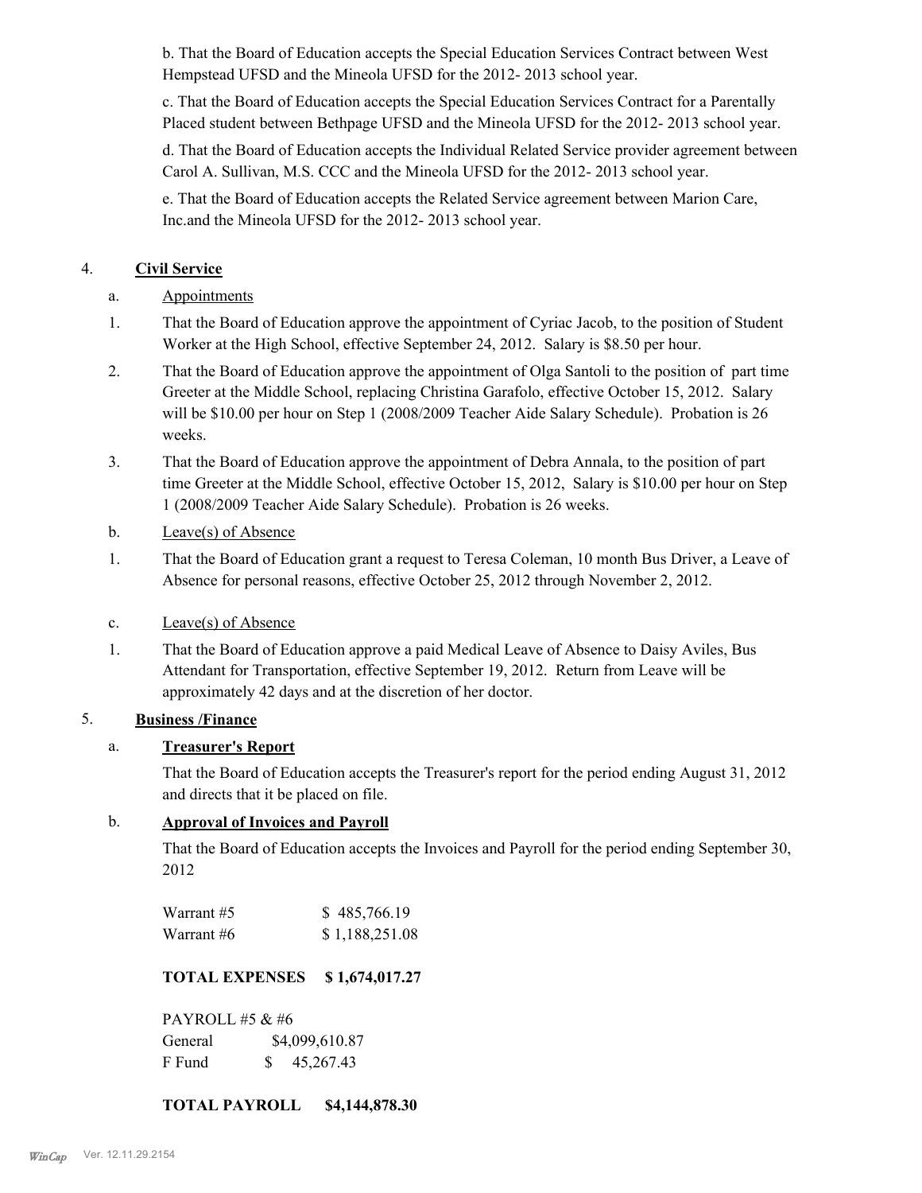b. That the Board of Education accepts the Special Education Services Contract between West Hempstead UFSD and the Mineola UFSD for the 2012- 2013 school year.

c. That the Board of Education accepts the Special Education Services Contract for a Parentally Placed student between Bethpage UFSD and the Mineola UFSD for the 2012- 2013 school year.

d. That the Board of Education accepts the Individual Related Service provider agreement between Carol A. Sullivan, M.S. CCC and the Mineola UFSD for the 2012- 2013 school year.

e. That the Board of Education accepts the Related Service agreement between Marion Care, Inc.and the Mineola UFSD for the 2012- 2013 school year.

4. **Civil Service**

a. Appointments

1. That the Board of Education approve the appointment of Cyriac Jacob, to the position of Student Worker at the High School, effective September 24, 2012. Salary is $8.50 per hour.

2. That the Board of Education approve the appointment of Olga Santoli to the position of part time Greeter at the Middle School, replacing Christina Garafolo, effective October 15, 2012. Salary will be $10.00 per hour on Step 1 (2008/2009 Teacher Aide Salary Schedule). Probation is 26 weeks.

3. That the Board of Education approve the appointment of Debra Annala, to the position of part time Greeter at the Middle School, effective October 15, 2012, Salary is $10.00 per hour on Step 1 (2008/2009 Teacher Aide Salary Schedule). Probation is 26 weeks.

b. Leave(s) of Absence

1. That the Board of Education grant a request to Teresa Coleman, 10 month Bus Driver, a Leave of Absence for personal reasons, effective October 25, 2012 through November 2, 2012.

c. Leave(s) of Absence

1. That the Board of Education approve a paid Medical Leave of Absence to Daisy Aviles, Bus Attendant for Transportation, effective September 19, 2012. Return from Leave will be approximately 42 days and at the discretion of her doctor.

5. **Business /Finance**

a. **Treasurer's Report**

That the Board of Education accepts the Treasurer's report for the period ending August 31, 2012 and directs that it be placed on file.

b. **Approval of Invoices and Payroll**

That the Board of Education accepts the Invoices and Payroll for the period ending September 30, 2012

| | |
|---|---|
| Warrant #5 | $ 485,766.19 |
| Warrant #6 | $ 1,188,251.08 |

**TOTAL EXPENSES $ 1,674,017.27**

PAYROLL #5 & #6

| | |
|---|---|
| General | $4,099,610.87 |
| F Fund | $ 45,267.43 |

**TOTAL PAYROLL $4,144,878.30**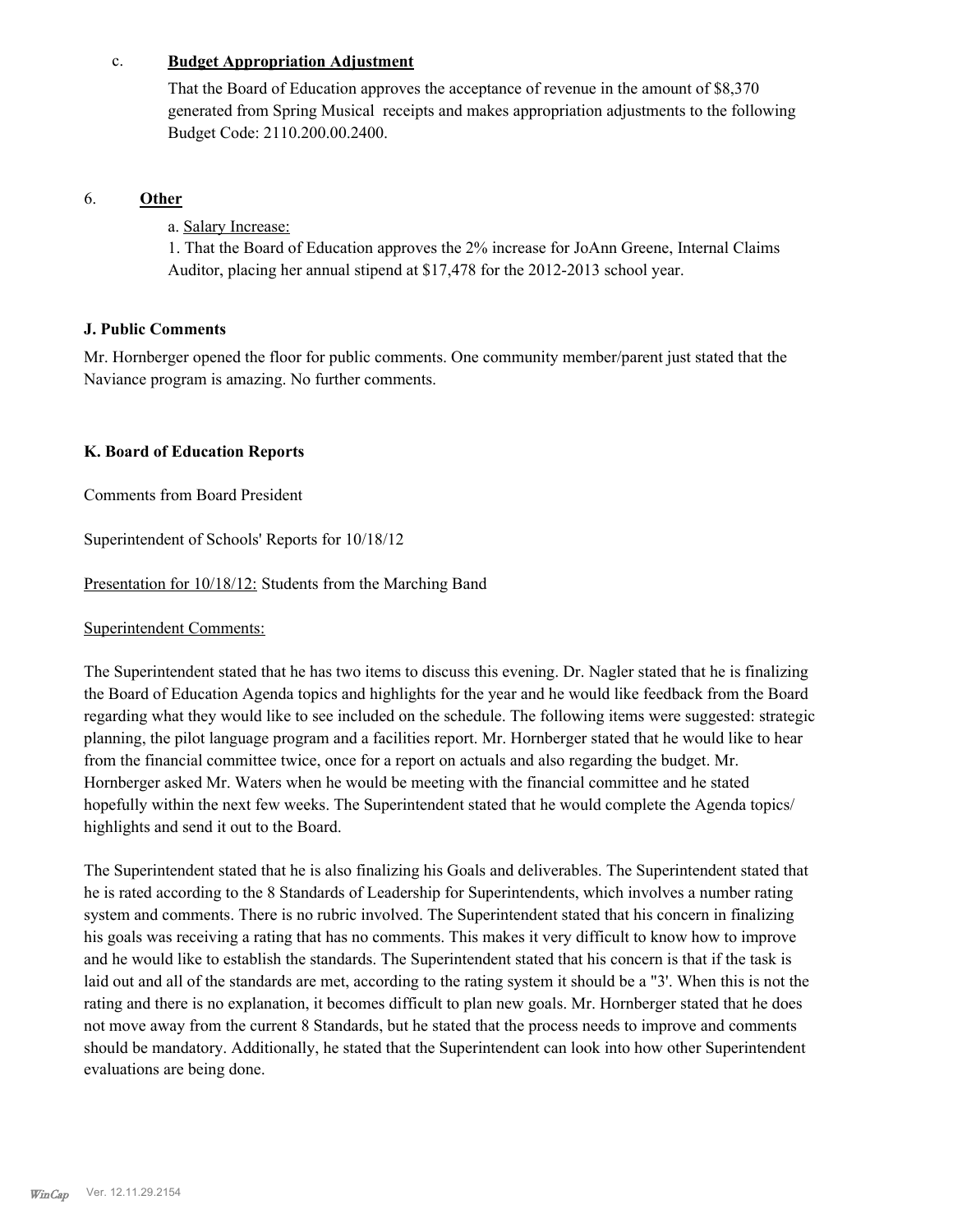c. **Budget Appropriation Adjustment**

That the Board of Education approves the acceptance of revenue in the amount of $8,370 generated from Spring Musical receipts and makes appropriation adjustments to the following Budget Code: 2110.200.00.2400.

6. **Other**

a. Salary Increase:

1. That the Board of Education approves the 2% increase for JoAnn Greene, Internal Claims Auditor, placing her annual stipend at $17,478 for the 2012-2013 school year.

**J. Public Comments**

Mr. Hornberger opened the floor for public comments. One community member/parent just stated that the Naviance program is amazing. No further comments.

**K. Board of Education Reports**

Comments from Board President

Superintendent of Schools' Reports for 10/18/12

Presentation for 10/18/12: Students from the Marching Band

Superintendent Comments:

The Superintendent stated that he has two items to discuss this evening. Dr. Nagler stated that he is finalizing the Board of Education Agenda topics and highlights for the year and he would like feedback from the Board regarding what they would like to see included on the schedule. The following items were suggested: strategic planning, the pilot language program and a facilities report. Mr. Hornberger stated that he would like to hear from the financial committee twice, once for a report on actuals and also regarding the budget. Mr. Hornberger asked Mr. Waters when he would be meeting with the financial committee and he stated hopefully within the next few weeks. The Superintendent stated that he would complete the Agenda topics/ highlights and send it out to the Board.

The Superintendent stated that he is also finalizing his Goals and deliverables. The Superintendent stated that he is rated according to the 8 Standards of Leadership for Superintendents, which involves a number rating system and comments. There is no rubric involved. The Superintendent stated that his concern in finalizing his goals was receiving a rating that has no comments. This makes it very difficult to know how to improve and he would like to establish the standards. The Superintendent stated that his concern is that if the task is laid out and all of the standards are met, according to the rating system it should be a "3'. When this is not the rating and there is no explanation, it becomes difficult to plan new goals. Mr. Hornberger stated that he does not move away from the current 8 Standards, but he stated that the process needs to improve and comments should be mandatory. Additionally, he stated that the Superintendent can look into how other Superintendent evaluations are being done.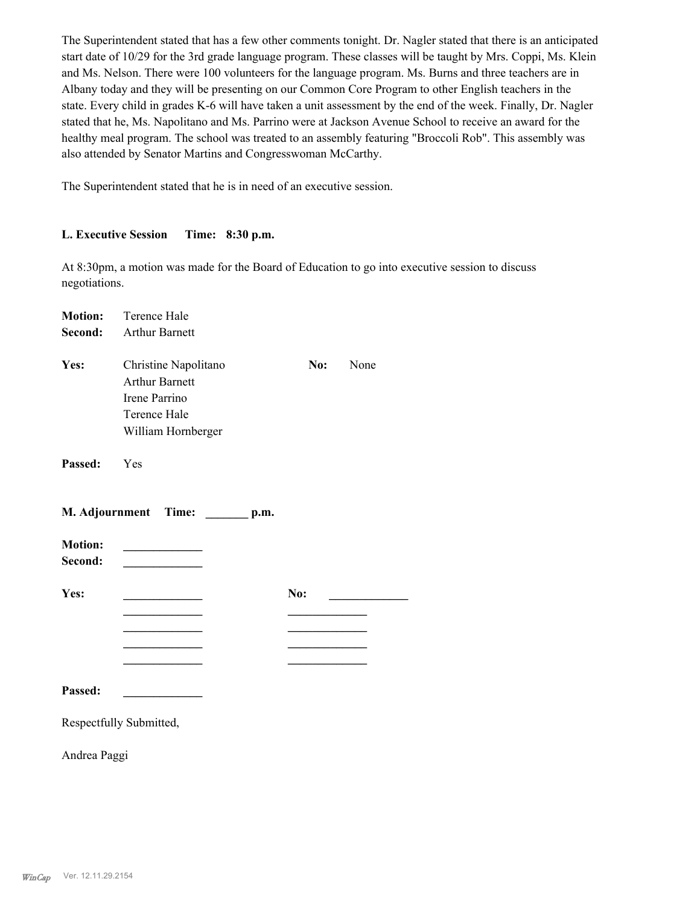The Superintendent stated that has a few other comments tonight. Dr. Nagler stated that there is an anticipated start date of 10/29 for the 3rd grade language program. These classes will be taught by Mrs. Coppi, Ms. Klein and Ms. Nelson. There were 100 volunteers for the language program. Ms. Burns and three teachers are in Albany today and they will be presenting on our Common Core Program to other English teachers in the state. Every child in grades K-6 will have taken a unit assessment by the end of the week. Finally, Dr. Nagler stated that he, Ms. Napolitano and Ms. Parrino were at Jackson Avenue School to receive an award for the healthy meal program. The school was treated to an assembly featuring "Broccoli Rob". This assembly was also attended by Senator Martins and Congresswoman McCarthy.

The Superintendent stated that he is in need of an executive session.

**L. Executive Session    Time: 8:30 p.m.**

At 8:30pm, a motion was made for the Board of Education to go into executive session to discuss negotiations.

| | | | |
|---|---|---|---|
| **Motion:** | Terence Hale | | |
| **Second:** | Arthur Barnett | | |
| **Yes:** | Christine Napolitano | **No:** | None |
| | Arthur Barnett | | |
| | Irene Parrino | | |
| | Terence Hale | | |
| | William Hornberger | | |
| **Passed:** | Yes | | |

**M. Adjournment    Time: _______ p.m.**

| | | | |
|---|---|---|---|
| **Motion:** | _____________ | | |
| **Second:** | _____________ | | |
| **Yes:** | _____________ | **No:** | _____________ |
| | _____________ | | _____________ |
| | _____________ | | _____________ |
| | _____________ | | _____________ |
| | _____________ | | _____________ |
| **Passed:** | _____________ | | |

Respectfully Submitted,

Andrea Paggi